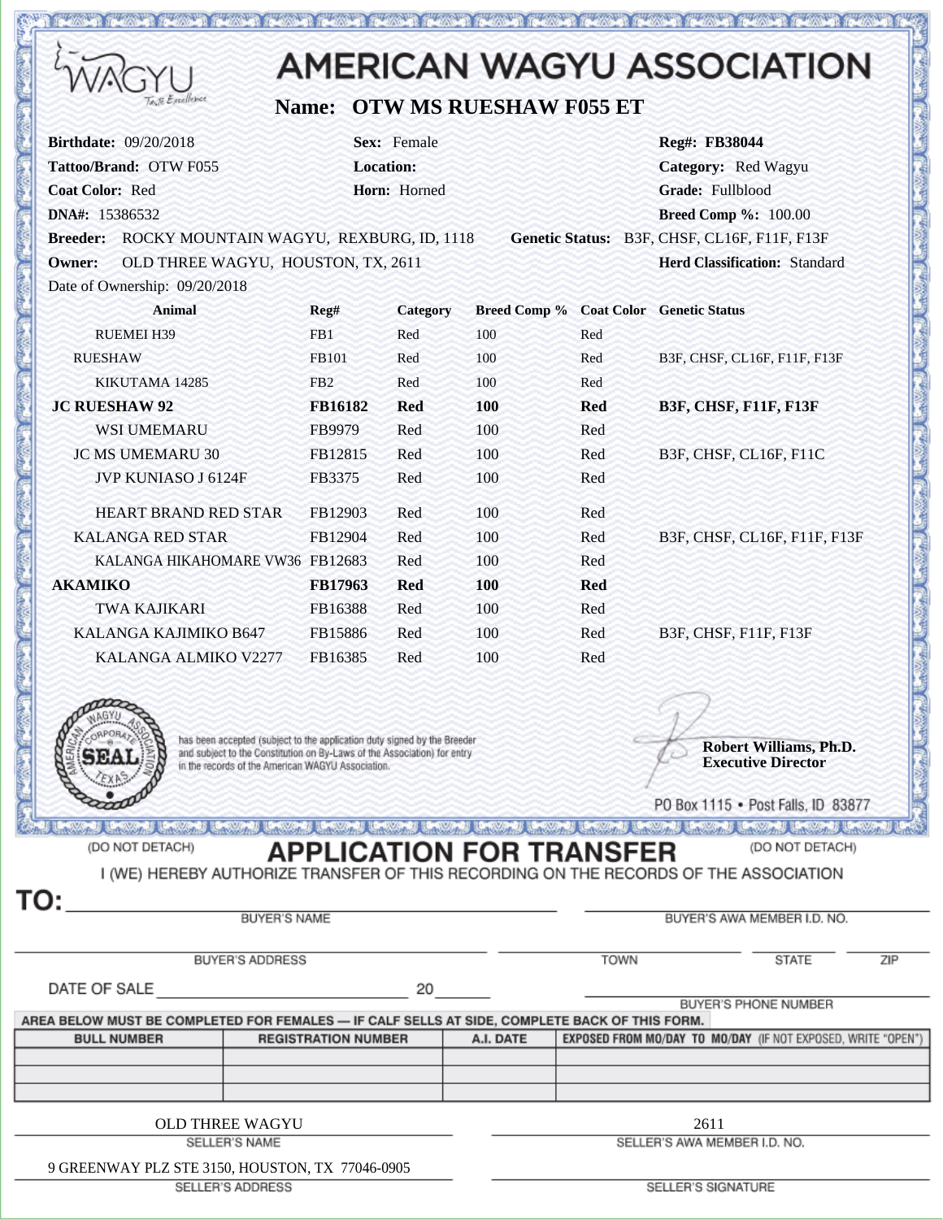# AMERICAN WAGYU ASSOCIATION

**Name: OTW MS RUESHAW F055 ET**

**Birthdate:** 09/20/2018 **Sex:** Female **Reg#: FB38044**

**Tattoo/Brand:** OTW F055 **Location:** **Category:** Red Wagyu

**Coat Color:** Red **Horn:** Horned **Grade:** Fullblood

**DNA#:** 15386532 **Breed Comp %:** 100.00

**Breeder:** ROCKY MOUNTAIN WAGYU, REXBURG, ID, 1118 **Genetic Status:** B3F, CHSF, CL16F, F11F, F13F

**Owner:** OLD THREE WAGYU, HOUSTON, TX, 2611 **Herd Classification:** Standard

Date of Ownership: 09/20/2018

| Animal | Reg# | Category | Breed Comp % | Coat Color | Genetic Status |
|---|---|---|---|---|---|
| RUEMEI H39 | FB1 | Red | 100 | Red | |
| RUESHAW | FB101 | Red | 100 | Red | B3F, CHSF, CL16F, F11F, F13F |
| KIKUTAMA 14285 | FB2 | Red | 100 | Red | |
| **JC RUESHAW 92** | **FB16182** | **Red** | **100** | **Red** | **B3F, CHSF, F11F, F13F** |
| WSI UMEMARU | FB9979 | Red | 100 | Red | |
| JC MS UMEMARU 30 | FB12815 | Red | 100 | Red | B3F, CHSF, CL16F, F11C |
| JVP KUNIASO J 6124F | FB3375 | Red | 100 | Red | |
| HEART BRAND RED STAR | FB12903 | Red | 100 | Red | |
| KALANGA RED STAR | FB12904 | Red | 100 | Red | B3F, CHSF, CL16F, F11F, F13F |
| KALANGA HIKAHOMARE VW36 | FB12683 | Red | 100 | Red | |
| **AKAMIKO** | **FB17963** | **Red** | **100** | **Red** | |
| TWA KAJIKARI | FB16388 | Red | 100 | Red | |
| KALANGA KAJIMIKO B647 | FB15886 | Red | 100 | Red | B3F, CHSF, F11F, F13F |
| KALANGA ALMIKO V2277 | FB16385 | Red | 100 | Red | |

has been accepted (subject to the application duly signed by the Breeder and subject to the Constitution on By-Laws of the Association) for entry in the records of the American WAGYU Association.

**Robert Williams, Ph.D.**
**Executive Director**

PO Box 1115 • Post Falls, ID 83877

(DO NOT DETACH) **APPLICATION FOR TRANSFER** (DO NOT DETACH)

I (WE) HEREBY AUTHORIZE TRANSFER OF THIS RECORDING ON THE RECORDS OF THE ASSOCIATION

TO: ______________________ BUYER'S NAME ______________________ BUYER'S AWA MEMBER I.D. NO.

______________________ BUYER'S ADDRESS ______ TOWN ______ STATE ______ ZIP

DATE OF SALE ______________________ 20______ ______________________ BUYER'S PHONE NUMBER

AREA BELOW MUST BE COMPLETED FOR FEMALES — IF CALF SELLS AT SIDE, COMPLETE BACK OF THIS FORM.

| BULL NUMBER | REGISTRATION NUMBER | A.I. DATE | EXPOSED FROM MO/DAY TO MO/DAY (IF NOT EXPOSED, WRITE "OPEN") |
|---|---|---|---|
| | | | |
| | | | |
| | | | |

OLD THREE WAGYU — SELLER'S NAME

2611 — SELLER'S AWA MEMBER I.D. NO.

9 GREENWAY PLZ STE 3150, HOUSTON, TX 77046-0905 — SELLER'S ADDRESS

______________________ SELLER'S SIGNATURE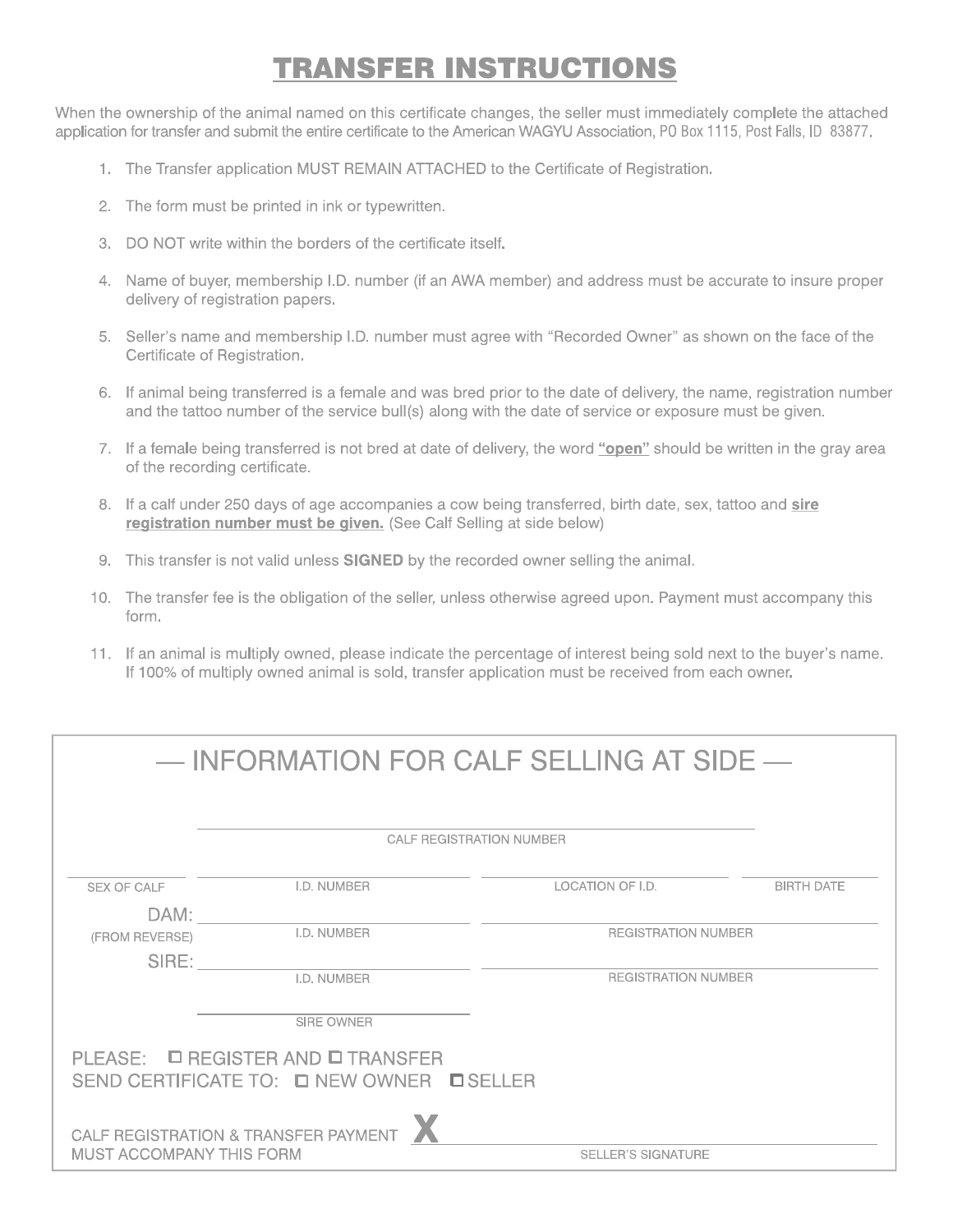# TRANSFER INSTRUCTIONS

When the ownership of the animal named on this certificate changes, the seller must immediately complete the attached application for transfer and submit the entire certificate to the American WAGYU Association, PO Box 1115, Post Falls, ID 83877.

1. The Transfer application MUST REMAIN ATTACHED to the Certificate of Registration.
2. The form must be printed in ink or typewritten.
3. DO NOT write within the borders of the certificate itself.
4. Name of buyer, membership I.D. number (if an AWA member) and address must be accurate to insure proper delivery of registration papers.
5. Seller's name and membership I.D. number must agree with "Recorded Owner" as shown on the face of the Certificate of Registration.
6. If animal being transferred is a female and was bred prior to the date of delivery, the name, registration number and the tattoo number of the service bull(s) along with the date of service or exposure must be given.
7. If a female being transferred is not bred at date of delivery, the word **"open"** should be written in the gray area of the recording certificate.
8. If a calf under 250 days of age accompanies a cow being transferred, birth date, sex, tattoo and **sire registration number must be given.** (See Calf Selling at side below)
9. This transfer is not valid unless **SIGNED** by the recorded owner selling the animal.
10. The transfer fee is the obligation of the seller, unless otherwise agreed upon. Payment must accompany this form.
11. If an animal is multiply owned, please indicate the percentage of interest being sold next to the buyer's name. If 100% of multiply owned animal is sold, transfer application must be received from each owner.

## — INFORMATION FOR CALF SELLING AT SIDE —

\_\_\_\_\_\_\_\_\_\_\_\_\_\_\_\_\_\_\_\_\_\_\_\_\_\_\_\_\_\_\_\_\_\_\_\_
CALF REGISTRATION NUMBER

\_\_\_\_\_\_\_\_\_\_ \_\_\_\_\_\_\_\_\_\_\_\_\_\_\_\_ \_\_\_\_\_\_\_\_\_\_\_\_\_\_\_\_ \_\_\_\_\_\_\_\_\_\_
SEX OF CALF | I.D. NUMBER | LOCATION OF I.D. | BIRTH DATE

DAM: \_\_\_\_\_\_\_\_\_\_\_\_\_\_\_\_ \_\_\_\_\_\_\_\_\_\_\_\_\_\_\_\_\_\_\_\_
(FROM REVERSE) I.D. NUMBER | REGISTRATION NUMBER

SIRE: \_\_\_\_\_\_\_\_\_\_\_\_\_\_\_\_ \_\_\_\_\_\_\_\_\_\_\_\_\_\_\_\_\_\_\_\_
I.D. NUMBER | REGISTRATION NUMBER

\_\_\_\_\_\_\_\_\_\_\_\_\_\_\_\_
SIRE OWNER

PLEASE: ☐ REGISTER AND ☐ TRANSFER
SEND CERTIFICATE TO: ☐ NEW OWNER ☐ SELLER

CALF REGISTRATION & TRANSFER PAYMENT MUST ACCOMPANY THIS FORM

X \_\_\_\_\_\_\_\_\_\_\_\_\_\_\_\_\_\_\_\_\_\_\_\_\_\_\_\_
SELLER'S SIGNATURE